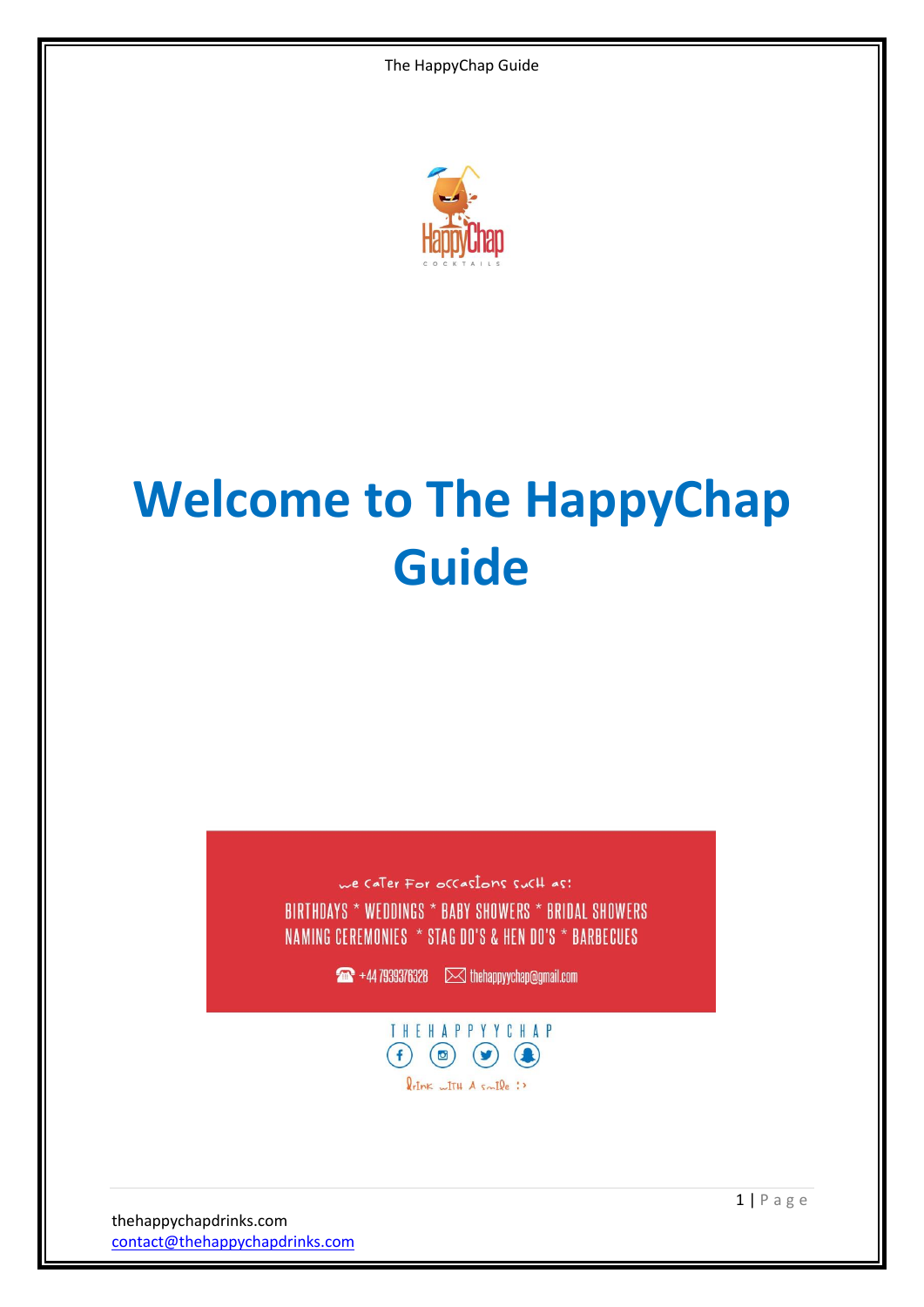# Welcome to The HappyChap Guide

we cater for occasions such as:

BIRTHDAYS * WEDDINGS * BABY SHOWERS * BRIDAL SHOWERS
NAMING CEREMONIES * STAG DO'S & HEN DO'S * BARBECUES

+44 7939376328 thehappyychap@gmail.com

THEHAPPYYCHAP

drink with a smile :)

thehappychapdrinks.com
contact@thehappychapdrinks.com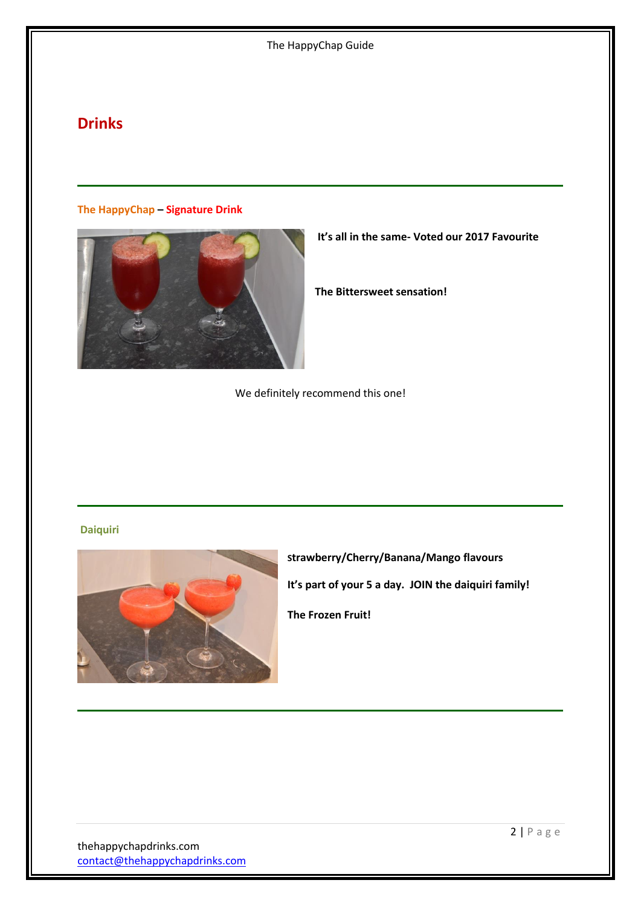# Drinks

---

**The HappyChap – Signature Drink**

**It's all in the same- Voted our 2017 Favourite**

**The Bittersweet sensation!**

We definitely recommend this one!

---

**Daiquiri**

**Strawberry/Cherry/Banana/Mango flavours**

**It's part of your 5 a day. JOIN the daiquiri family!**

**The Frozen Fruit!**

---

thehappychapdrinks.com
contact@thehappychapdrinks.com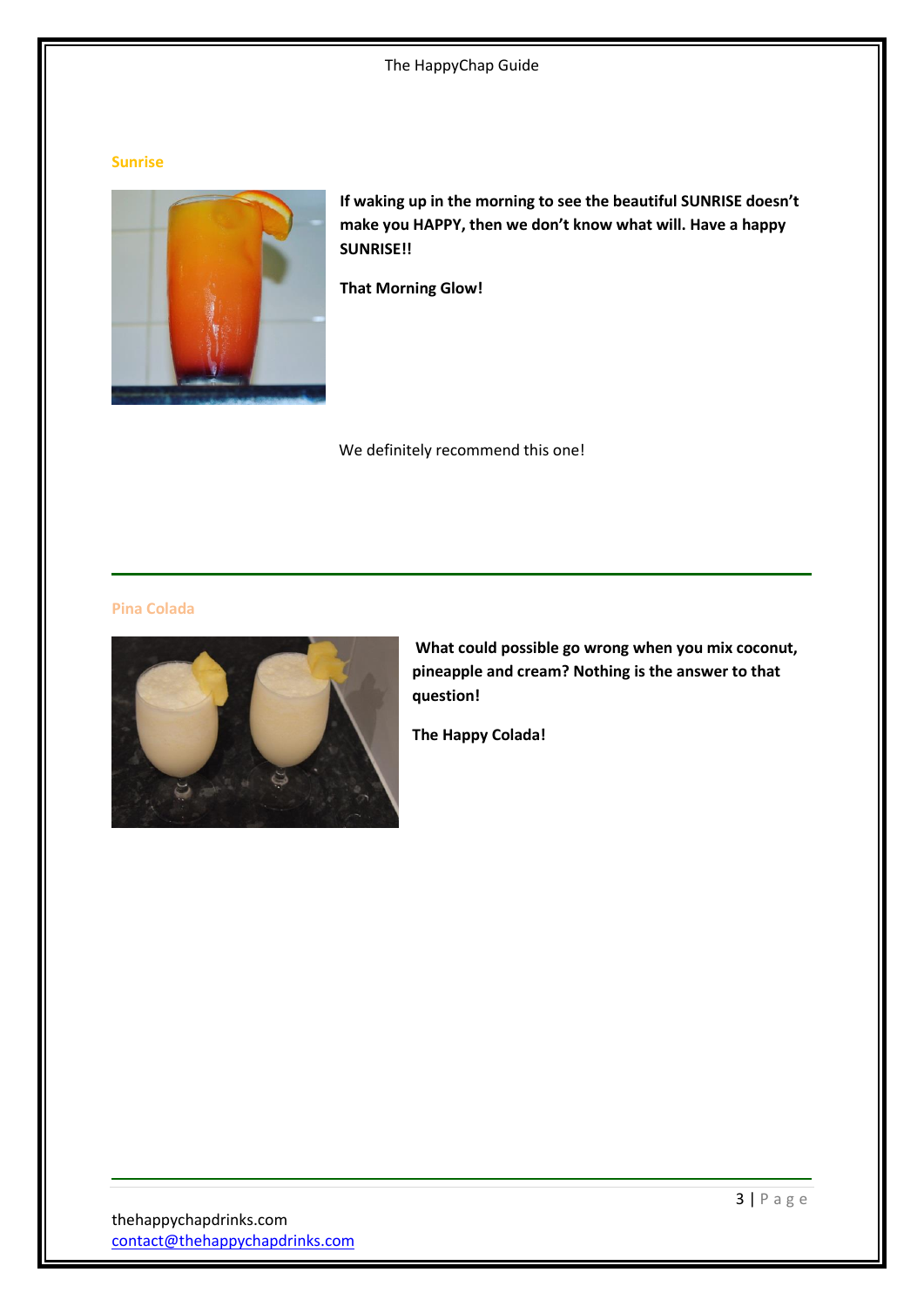## Sunrise

**If waking up in the morning to see the beautiful SUNRISE doesn't make you HAPPY, then we don't know what will. Have a happy SUNRISE!!**

**That Morning Glow!**

We definitely recommend this one!

---

## Pina Colada

**What could possible go wrong when you mix coconut, pineapple and cream? Nothing is the answer to that question!**

**The Happy Colada!**

thehappychapdrinks.com
contact@thehappychapdrinks.com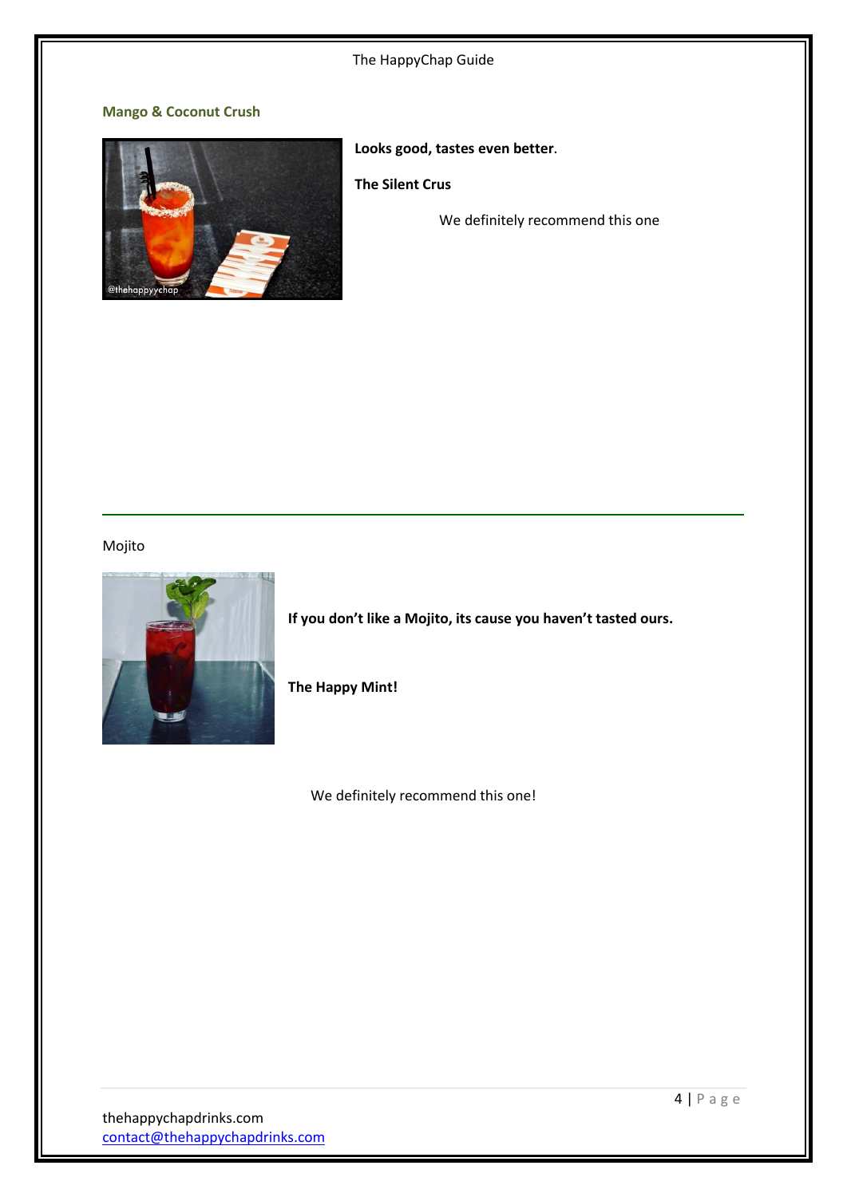### Mango & Coconut Crush

**Looks good, tastes even better**.

**The Silent Crus**

We definitely recommend this one

---

Mojito

**If you don't like a Mojito, its cause you haven't tasted ours.**

**The Happy Mint!**

We definitely recommend this one!

thehappychapdrinks.com
contact@thehappychapdrinks.com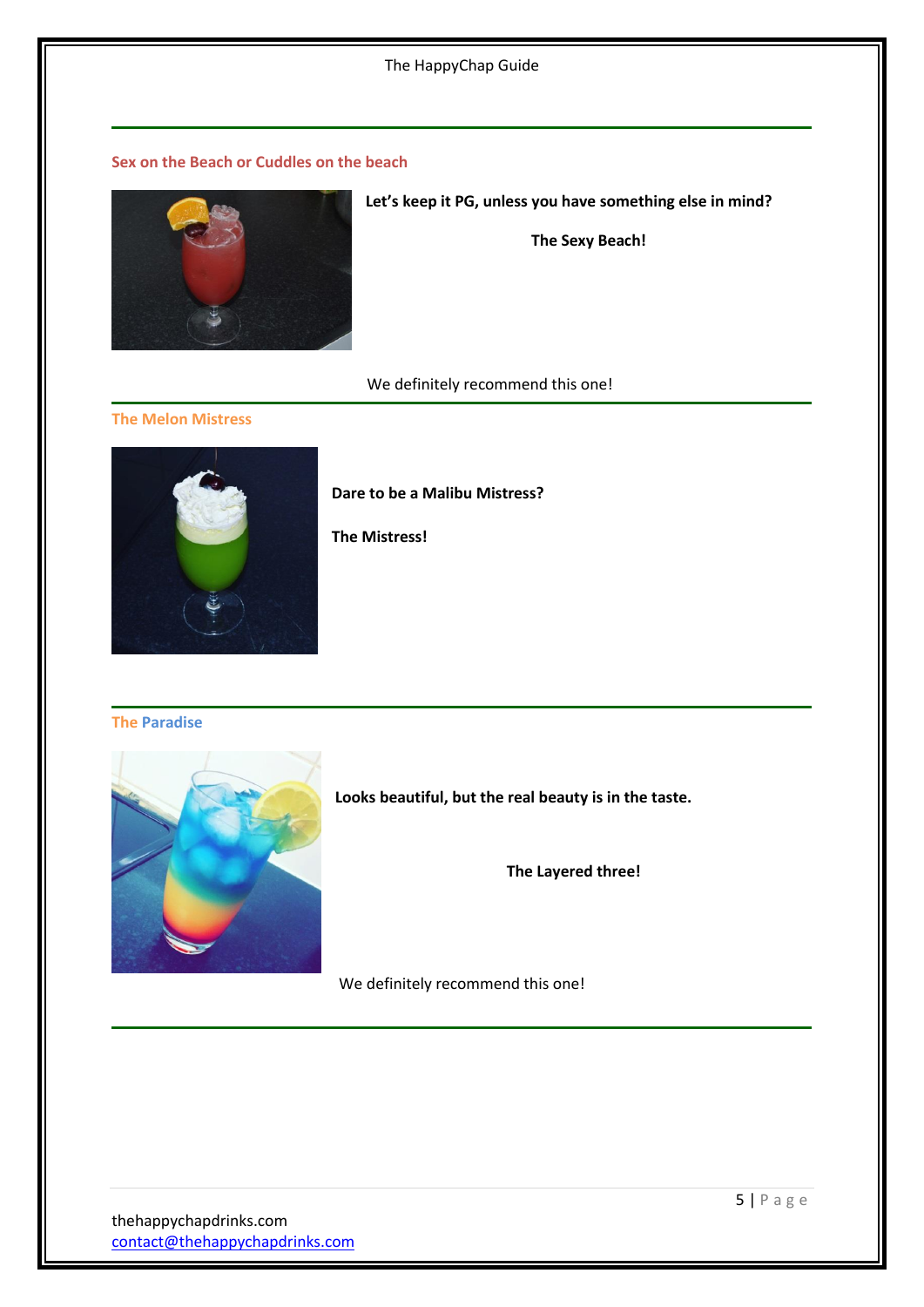## Sex on the Beach or Cuddles on the beach

**Let's keep it PG, unless you have something else in mind?**

**The Sexy Beach!**

We definitely recommend this one!

## The Melon Mistress

**Dare to be a Malibu Mistress?**

**The Mistress!**

## The Paradise

**Looks beautiful, but the real beauty is in the taste.**

**The Layered three!**

We definitely recommend this one!

thehappychapdrinks.com
contact@thehappychapdrinks.com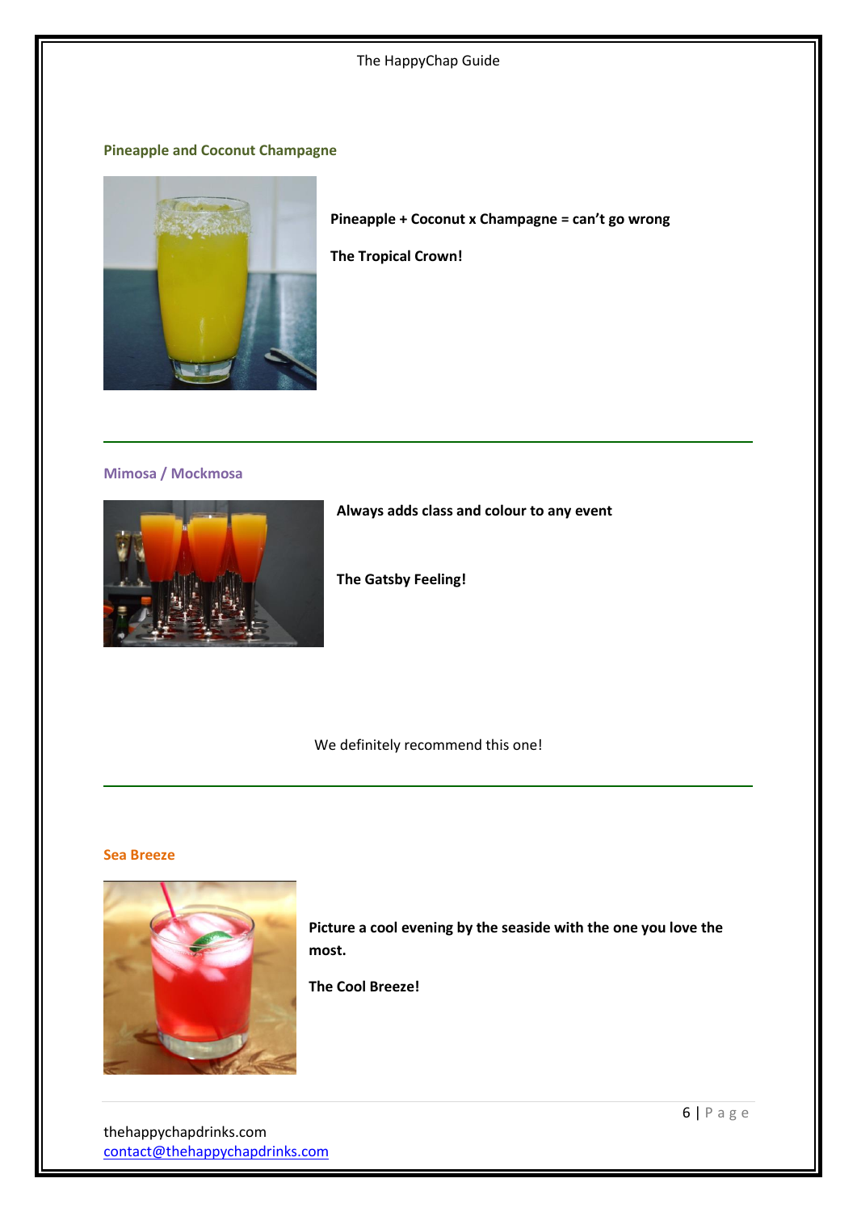### Pineapple and Coconut Champagne

**Pineapple + Coconut x Champagne = can't go wrong**

**The Tropical Crown!**

---

### Mimosa / Mockmosa

**Always adds class and colour to any event**

**The Gatsby Feeling!**

We definitely recommend this one!

---

### Sea Breeze

**Picture a cool evening by the seaside with the one you love the most.**

**The Cool Breeze!**

thehappychapdrinks.com
contact@thehappychapdrinks.com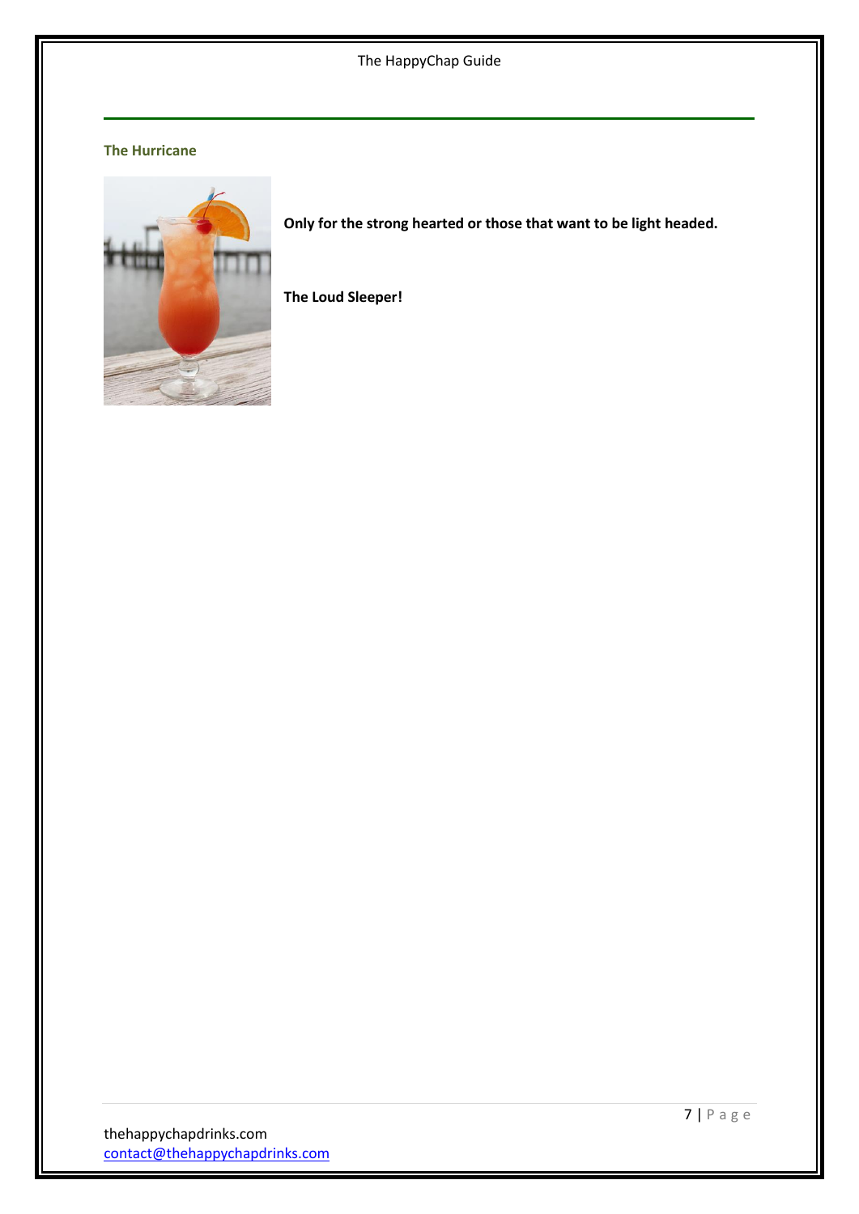## The Hurricane

**Only for the strong hearted or those that want to be light headed.**

**The Loud Sleeper!**

thehappychapdrinks.com
contact@thehappychapdrinks.com